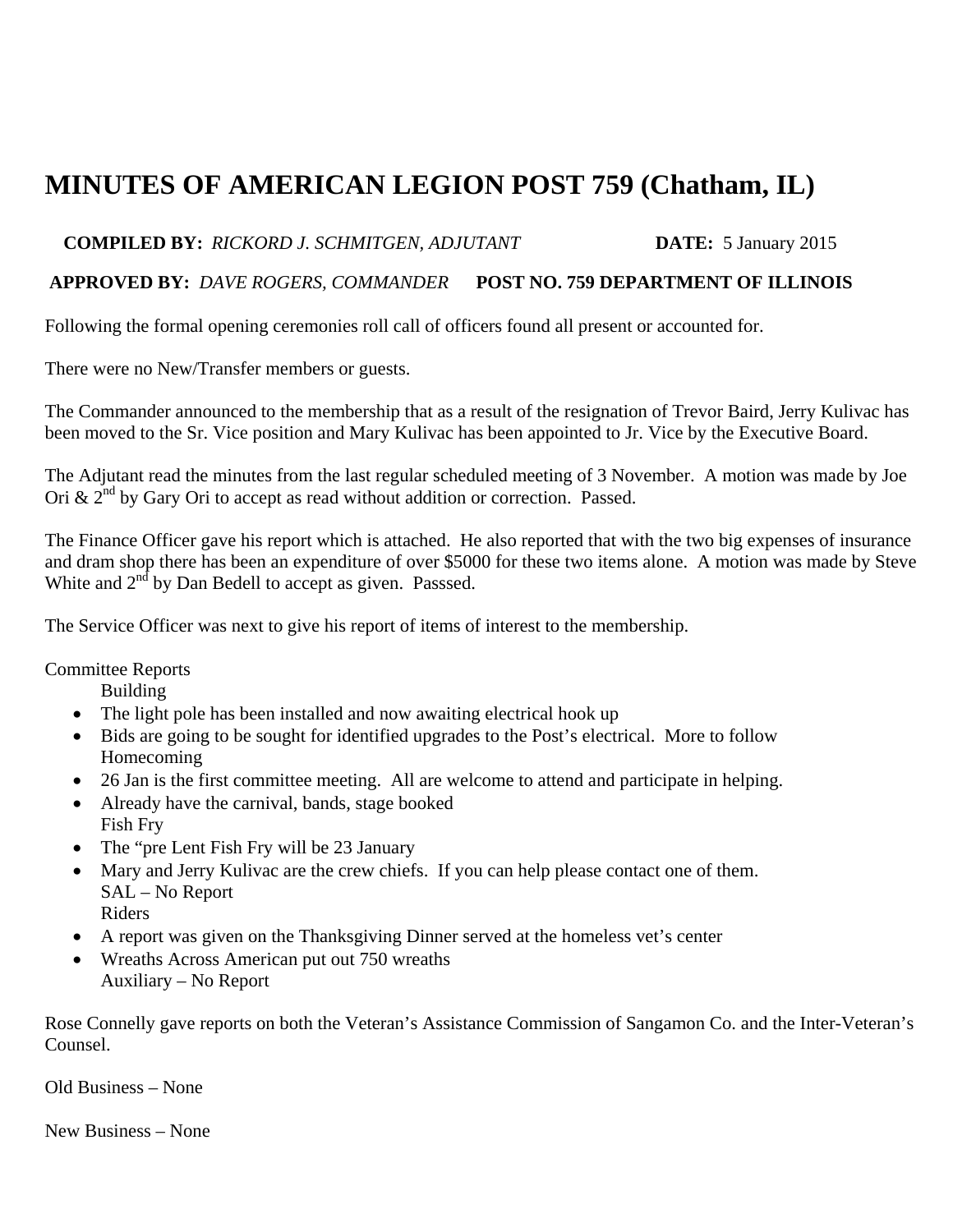# MINUTES OF AMERICAN LEGION POST 759 (Chatham, IL)

**COMPILED BY:** *RICKORD J. SCHMITGEN, ADJUTANT* **DATE:** 5 January 2015

**APPROVED BY:** *DAVE ROGERS, COMMANDER* **POST NO. 759 DEPARTMENT OF ILLINOIS**

Following the formal opening ceremonies roll call of officers found all present or accounted for.

There were no New/Transfer members or guests.

The Commander announced to the membership that as a result of the resignation of Trevor Baird, Jerry Kulivac has been moved to the Sr. Vice position and Mary Kulivac has been appointed to Jr. Vice by the Executive Board.

The Adjutant read the minutes from the last regular scheduled meeting of 3 November. A motion was made by Joe Ori & 2nd by Gary Ori to accept as read without addition or correction. Passed.

The Finance Officer gave his report which is attached. He also reported that with the two big expenses of insurance and dram shop there has been an expenditure of over $5000 for these two items alone. A motion was made by Steve White and 2nd by Dan Bedell to accept as given. Passsed.

The Service Officer was next to give his report of items of interest to the membership.

Committee Reports

Building

- The light pole has been installed and now awaiting electrical hook up
- Bids are going to be sought for identified upgrades to the Post's electrical. More to follow

Homecoming

- 26 Jan is the first committee meeting. All are welcome to attend and participate in helping.
- Already have the carnival, bands, stage booked

Fish Fry

- The "pre Lent Fish Fry will be 23 January
- Mary and Jerry Kulivac are the crew chiefs. If you can help please contact one of them.

SAL – No Report

Riders

- A report was given on the Thanksgiving Dinner served at the homeless vet's center
- Wreaths Across American put out 750 wreaths

Auxiliary – No Report

Rose Connelly gave reports on both the Veteran's Assistance Commission of Sangamon Co. and the Inter-Veteran's Counsel.

Old Business – None

New Business – None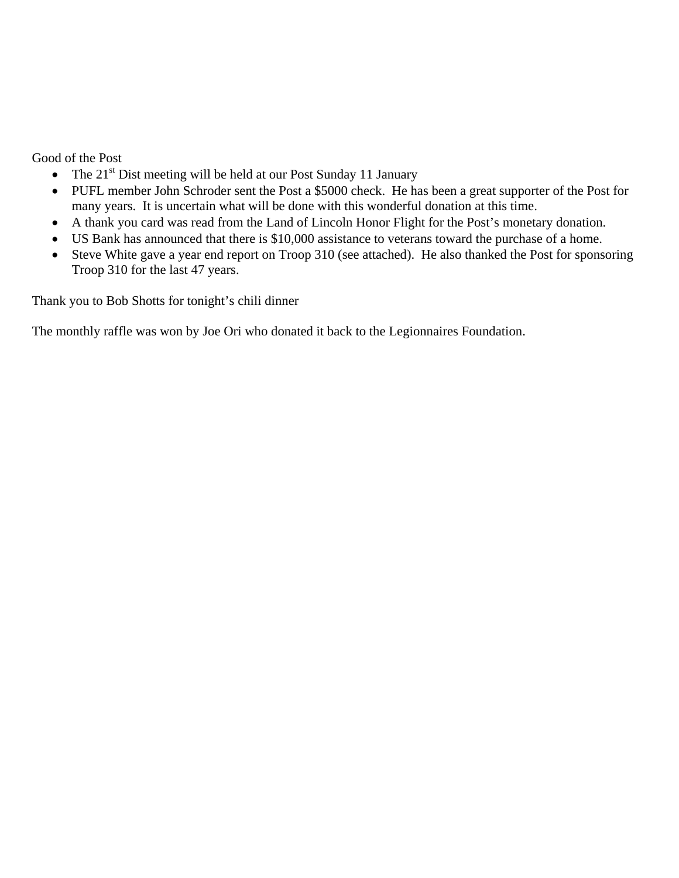Good of the Post

- The 21st Dist meeting will be held at our Post Sunday 11 January
- PUFL member John Schroder sent the Post a $5000 check.  He has been a great supporter of the Post for many years.  It is uncertain what will be done with this wonderful donation at this time.
- A thank you card was read from the Land of Lincoln Honor Flight for the Post's monetary donation.
- US Bank has announced that there is $10,000 assistance to veterans toward the purchase of a home.
- Steve White gave a year end report on Troop 310 (see attached).  He also thanked the Post for sponsoring Troop 310 for the last 47 years.

Thank you to Bob Shotts for tonight's chili dinner

The monthly raffle was won by Joe Ori who donated it back to the Legionnaires Foundation.